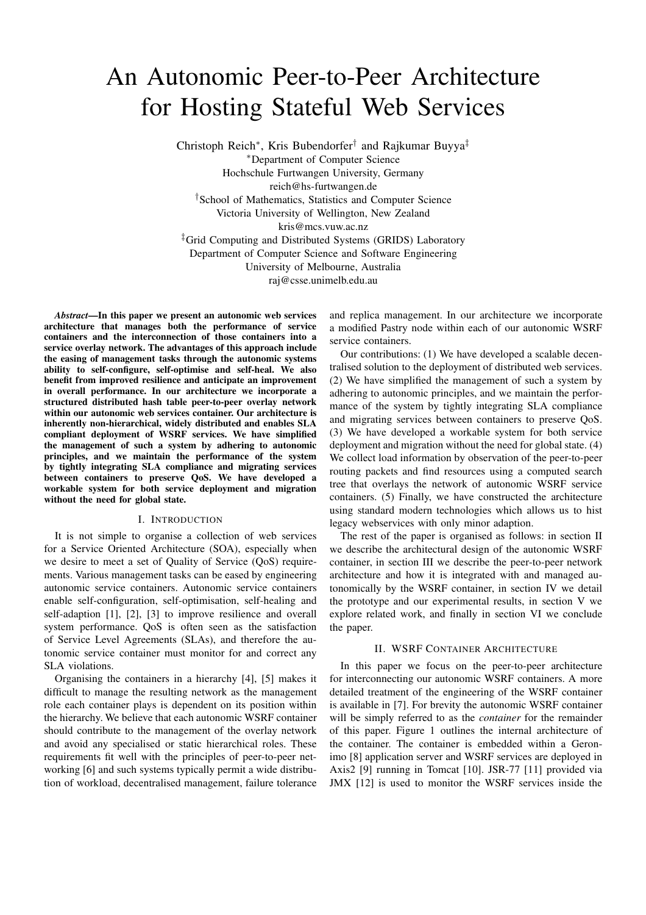# An Autonomic Peer-to-Peer Architecture for Hosting Stateful Web Services

Christoph Reich*, Kris Bubendorfer† and Rajkumar Buyya‡

*Department of Computer Science
Hochschule Furtwangen University, Germany
reich@hs-furtwangen.de

†School of Mathematics, Statistics and Computer Science
Victoria University of Wellington, New Zealand
kris@mcs.vuw.ac.nz

‡Grid Computing and Distributed Systems (GRIDS) Laboratory
Department of Computer Science and Software Engineering
University of Melbourne, Australia
raj@csse.unimelb.edu.au

***Abstract*—In this paper we present an autonomic web services architecture that manages both the performance of service containers and the interconnection of those containers into a service overlay network. The advantages of this approach include the easing of management tasks through the autonomic systems ability to self-configure, self-optimise and self-heal. We also benefit from improved resilience and anticipate an improvement in overall performance. In our architecture we incorporate a structured distributed hash table peer-to-peer overlay network within our autonomic web services container. Our architecture is inherently non-hierarchical, widely distributed and enables SLA compliant deployment of WSRF services. We have simplified the management of such a system by adhering to autonomic principles, and we maintain the performance of the system by tightly integrating SLA compliance and migrating services between containers to preserve QoS. We have developed a workable system for both service deployment and migration without the need for global state.**

## I. Introduction

It is not simple to organise a collection of web services for a Service Oriented Architecture (SOA), especially when we desire to meet a set of Quality of Service (QoS) requirements. Various management tasks can be eased by engineering autonomic service containers. Autonomic service containers enable self-configuration, self-optimisation, self-healing and self-adaption [1], [2], [3] to improve resilience and overall system performance. QoS is often seen as the satisfaction of Service Level Agreements (SLAs), and therefore the autonomic service container must monitor for and correct any SLA violations.

Organising the containers in a hierarchy [4], [5] makes it difficult to manage the resulting network as the management role each container plays is dependent on its position within the hierarchy. We believe that each autonomic WSRF container should contribute to the management of the overlay network and avoid any specialised or static hierarchical roles. These requirements fit well with the principles of peer-to-peer networking [6] and such systems typically permit a wide distribution of workload, decentralised management, failure tolerance and replica management. In our architecture we incorporate a modified Pastry node within each of our autonomic WSRF service containers.

Our contributions: (1) We have developed a scalable decentralised solution to the deployment of distributed web services. (2) We have simplified the management of such a system by adhering to autonomic principles, and we maintain the performance of the system by tightly integrating SLA compliance and migrating services between containers to preserve QoS. (3) We have developed a workable system for both service deployment and migration without the need for global state. (4) We collect load information by observation of the peer-to-peer routing packets and find resources using a computed search tree that overlays the network of autonomic WSRF service containers. (5) Finally, we have constructed the architecture using standard modern technologies which allows us to hist legacy webservices with only minor adaption.

The rest of the paper is organised as follows: in section II we describe the architectural design of the autonomic WSRF container, in section III we describe the peer-to-peer network architecture and how it is integrated with and managed autonomically by the WSRF container, in section IV we detail the prototype and our experimental results, in section V we explore related work, and finally in section VI we conclude the paper.

## II. WSRF Container Architecture

In this paper we focus on the peer-to-peer architecture for interconnecting our autonomic WSRF containers. A more detailed treatment of the engineering of the WSRF container is available in [7]. For brevity the autonomic WSRF container will be simply referred to as the *container* for the remainder of this paper. Figure 1 outlines the internal architecture of the container. The container is embedded within a Geronimo [8] application server and WSRF services are deployed in Axis2 [9] running in Tomcat [10]. JSR-77 [11] provided via JMX [12] is used to monitor the WSRF services inside the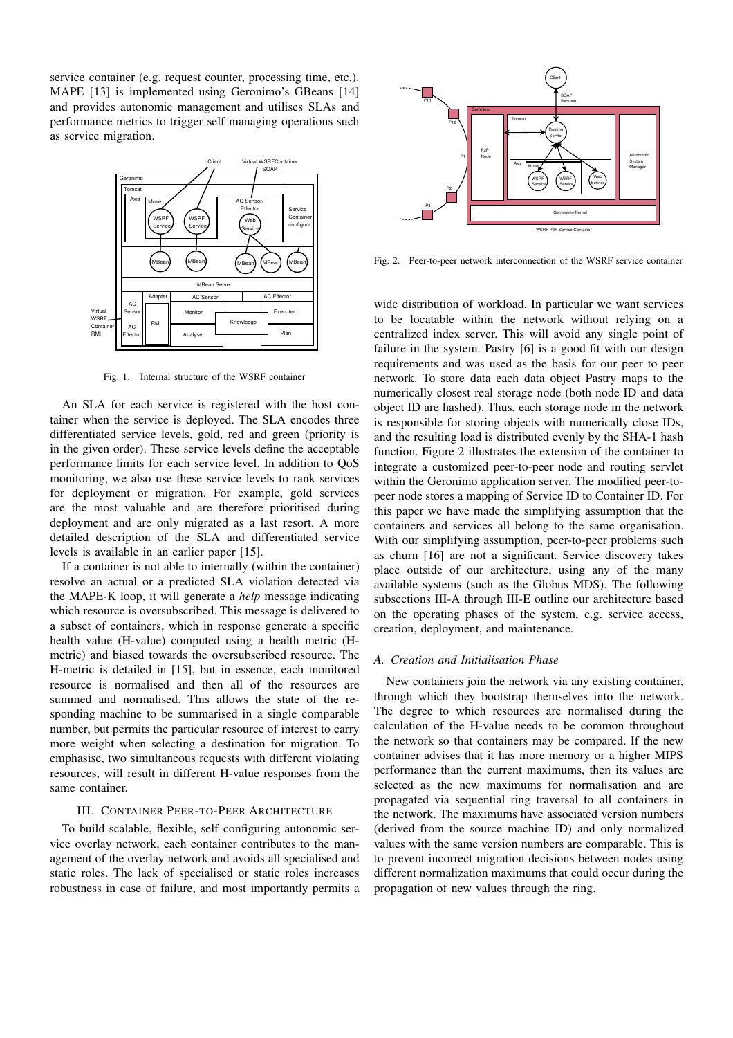service container (e.g. request counter, processing time, etc.). MAPE [13] is implemented using Geronimo's GBeans [14] and provides autonomic management and utilises SLAs and performance metrics to trigger self managing operations such as service migration.

Fig. 1. Internal structure of the WSRF container

An SLA for each service is registered with the host container when the service is deployed. The SLA encodes three differentiated service levels, gold, red and green (priority is in the given order). These service levels define the acceptable performance limits for each service level. In addition to QoS monitoring, we also use these service levels to rank services for deployment or migration. For example, gold services are the most valuable and are therefore prioritised during deployment and are only migrated as a last resort. A more detailed description of the SLA and differentiated service levels is available in an earlier paper [15].

If a container is not able to internally (within the container) resolve an actual or a predicted SLA violation detected via the MAPE-K loop, it will generate a *help* message indicating which resource is oversubscribed. This message is delivered to a subset of containers, which in response generate a specific health value (H-value) computed using a health metric (H-metric) and biased towards the oversubscribed resource. The H-metric is detailed in [15], but in essence, each monitored resource is normalised and then all of the resources are summed and normalised. This allows the state of the responding machine to be summarised in a single comparable number, but permits the particular resource of interest to carry more weight when selecting a destination for migration. To emphasise, two simultaneous requests with different violating resources, will result in different H-value responses from the same container.

## III. Container Peer-to-Peer Architecture

To build scalable, flexible, self configuring autonomic service overlay network, each container contributes to the management of the overlay network and avoids all specialised and static roles. The lack of specialised or static roles increases robustness in case of failure, and most importantly permits a wide distribution of workload. In particular we want services to be locatable within the network without relying on a centralized index server. This will avoid any single point of failure in the system. Pastry [6] is a good fit with our design requirements and was used as the basis for our peer to peer network. To store data each data object Pastry maps to the numerically closest real storage node (both node ID and data object ID are hashed). Thus, each storage node in the network is responsible for storing objects with numerically close IDs, and the resulting load is distributed evenly by the SHA-1 hash function. Figure 2 illustrates the extension of the container to integrate a customized peer-to-peer node and routing servlet within the Geronimo application server. The modified peer-to-peer node stores a mapping of Service ID to Container ID. For this paper we have made the simplifying assumption that the containers and services all belong to the same organisation. With our simplifying assumption, peer-to-peer problems such as churn [16] are not a significant. Service discovery takes place outside of our architecture, using any of the many available systems (such as the Globus MDS). The following subsections III-A through III-E outline our architecture based on the operating phases of the system, e.g. service access, creation, deployment, and maintenance.

Fig. 2. Peer-to-peer network interconnection of the WSRF service container

### A. Creation and Initialisation Phase

New containers join the network via any existing container, through which they bootstrap themselves into the network. The degree to which resources are normalised during the calculation of the H-value needs to be common throughout the network so that containers may be compared. If the new container advises that it has more memory or a higher MIPS performance than the current maximums, then its values are selected as the new maximums for normalisation and are propagated via sequential ring traversal to all containers in the network. The maximums have associated version numbers (derived from the source machine ID) and only normalized values with the same version numbers are comparable. This is to prevent incorrect migration decisions between nodes using different normalization maximums that could occur during the propagation of new values through the ring.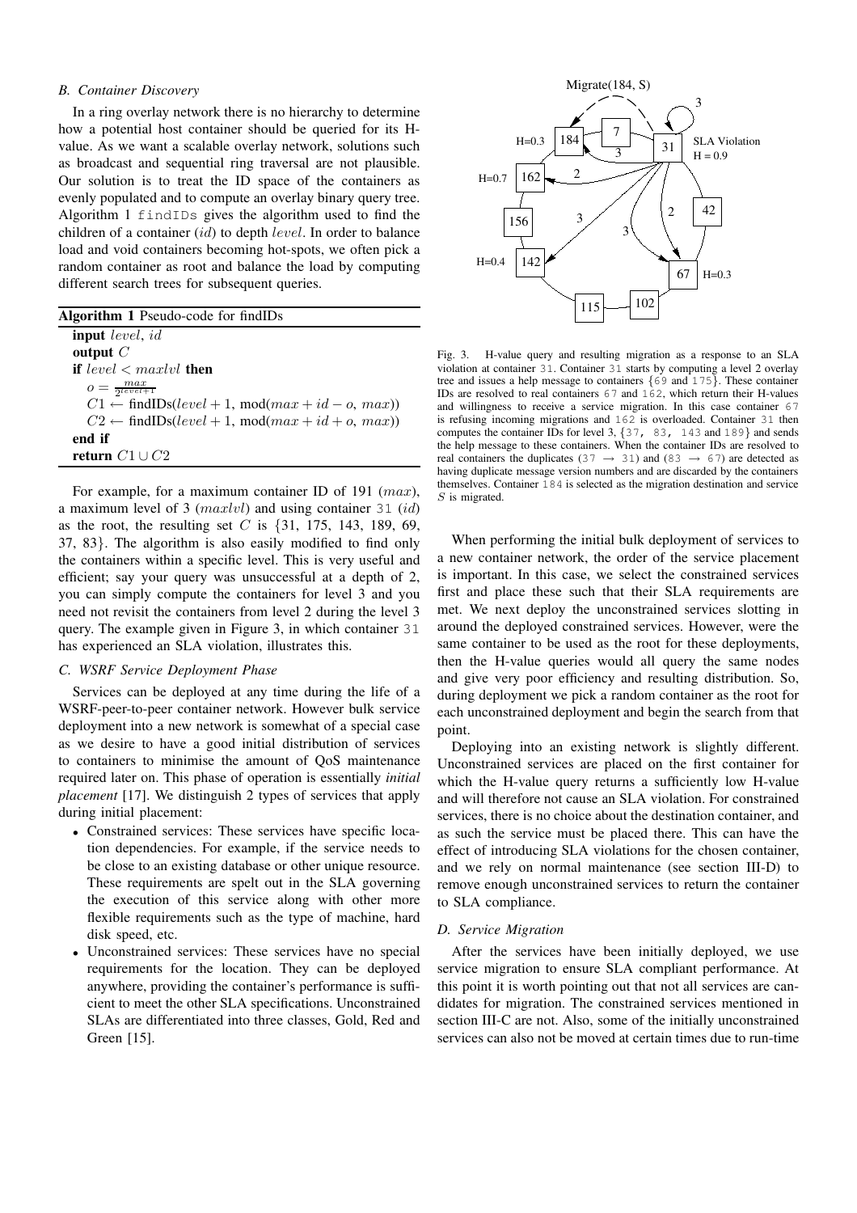### B. Container Discovery

In a ring overlay network there is no hierarchy to determine how a potential host container should be queried for its H-value. As we want a scalable overlay network, solutions such as broadcast and sequential ring traversal are not plausible. Our solution is to treat the ID space of the containers as evenly populated and to compute an overlay binary query tree. Algorithm 1 `findIDs` gives the algorithm used to find the children of a container ($id$) to depth $level$. In order to balance load and void containers becoming hot-spots, we often pick a random container as root and balance the load by computing different search trees for subsequent queries.

**Algorithm 1** Pseudo-code for findIDs

**input** $level$, $id$
**output** $C$
**if** $level < maxlvl$ **then**
  $o = \frac{max}{2^{level+1}}$
  $C1 \leftarrow$ findIDs($level + 1$, mod($max + id - o$, $max$))
  $C2 \leftarrow$ findIDs($level + 1$, mod($max + id + o$, $max$))
**end if**
**return** $C1 \cup C2$

For example, for a maximum container ID of 191 ($max$), a maximum level of 3 ($maxlvl$) and using container `31` ($id$) as the root, the resulting set $C$ is {31, 175, 143, 189, 69, 37, 83}. The algorithm is also easily modified to find only the containers within a specific level. This is very useful and efficient; say your query was unsuccessful at a depth of 2, you can simply compute the containers for level 3 and you need not revisit the containers from level 2 during the level 3 query. The example given in Figure 3, in which container `31` has experienced an SLA violation, illustrates this.

Migrate(184, S)
H=0.3 184
7
3
31
3
SLA Violation
H = 0.9
H=0.7 162
2
156
3
3
2
42
H=0.4 142
67 H=0.3
115
102

Fig. 3. H-value query and resulting migration as a response to an SLA violation at container `31`. Container `31` starts by computing a level 2 overlay tree and issues a help message to containers {`69` and `175`}. These container IDs are resolved to real containers `67` and `162`, which return their H-values and willingness to receive a service migration. In this case container `67` is refusing incoming migrations and `162` is overloaded. Container `31` then computes the container IDs for level 3, {`37`, `83`, `143` and `189`} and sends the help message to these containers. When the container IDs are resolved to real containers the duplicates (`37` → `31`) and (`83` → `67`) are detected as having duplicate message version numbers and are discarded by the containers themselves. Container `184` is selected as the migration destination and service $S$ is migrated.

### C. WSRF Service Deployment Phase

Services can be deployed at any time during the life of a WSRF-peer-to-peer container network. However bulk service deployment into a new network is somewhat of a special case as we desire to have a good initial distribution of services to containers to minimise the amount of QoS maintenance required later on. This phase of operation is essentially *initial placement* [17]. We distinguish 2 types of services that apply during initial placement:

- Constrained services: These services have specific location dependencies. For example, if the service needs to be close to an existing database or other unique resource. These requirements are spelt out in the SLA governing the execution of this service along with other more flexible requirements such as the type of machine, hard disk speed, etc.
- Unconstrained services: These services have no special requirements for the location. They can be deployed anywhere, providing the container's performance is sufficient to meet the other SLA specifications. Unconstrained SLAs are differentiated into three classes, Gold, Red and Green [15].

When performing the initial bulk deployment of services to a new container network, the order of the service placement is important. In this case, we select the constrained services first and place these such that their SLA requirements are met. We next deploy the unconstrained services slotting in around the deployed constrained services. However, were the same container to be used as the root for these deployments, then the H-value queries would all query the same nodes and give very poor efficiency and resulting distribution. So, during deployment we pick a random container as the root for each unconstrained deployment and begin the search from that point.

Deploying into an existing network is slightly different. Unconstrained services are placed on the first container for which the H-value query returns a sufficiently low H-value and will therefore not cause an SLA violation. For constrained services, there is no choice about the destination container, and as such the service must be placed there. This can have the effect of introducing SLA violations for the chosen container, and we rely on normal maintenance (see section III-D) to remove enough unconstrained services to return the container to SLA compliance.

### D. Service Migration

After the services have been initially deployed, we use service migration to ensure SLA compliant performance. At this point it is worth pointing out that not all services are candidates for migration. The constrained services mentioned in section III-C are not. Also, some of the initially unconstrained services can also not be moved at certain times due to run-time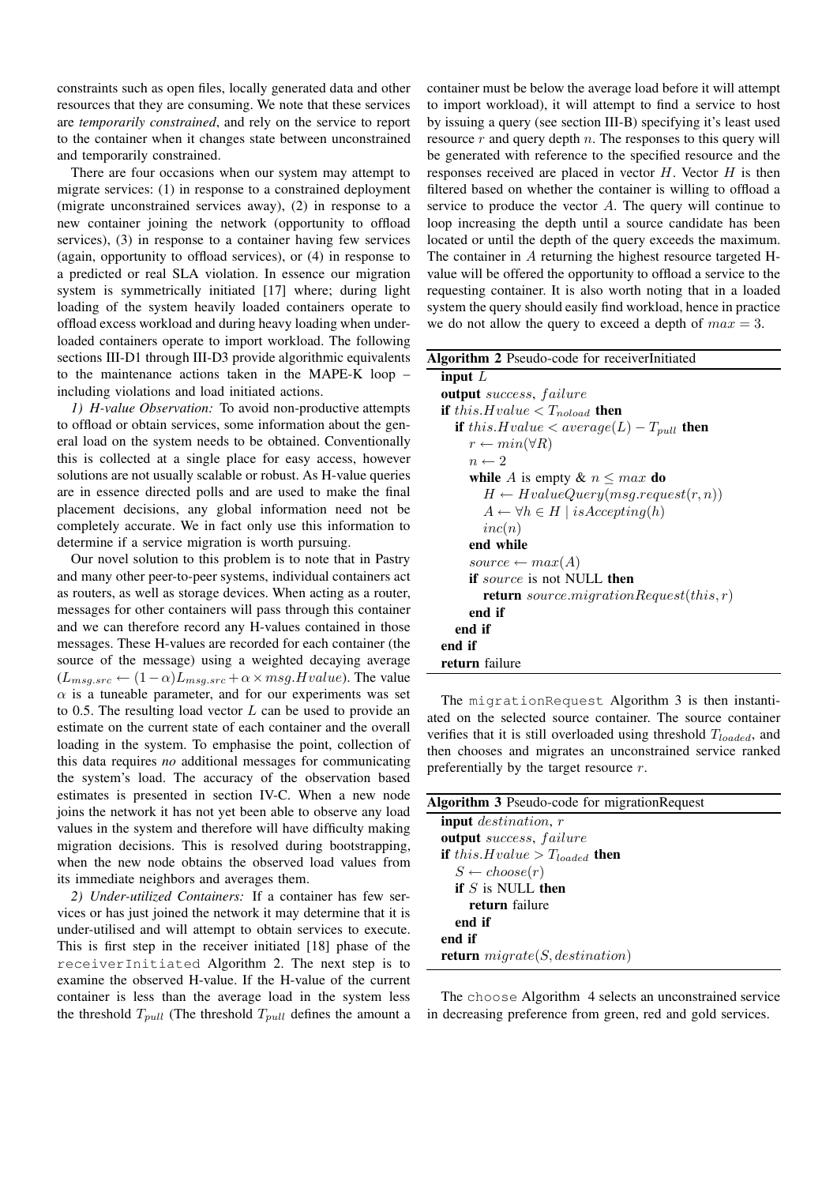constraints such as open files, locally generated data and other resources that they are consuming. We note that these services are *temporarily constrained*, and rely on the service to report to the container when it changes state between unconstrained and temporarily constrained.

There are four occasions when our system may attempt to migrate services: (1) in response to a constrained deployment (migrate unconstrained services away), (2) in response to a new container joining the network (opportunity to offload services), (3) in response to a container having few services (again, opportunity to offload services), or (4) in response to a predicted or real SLA violation. In essence our migration system is symmetrically initiated [17] where; during light loading of the system heavily loaded containers operate to offload excess workload and during heavy loading when under-loaded containers operate to import workload. The following sections III-D1 through III-D3 provide algorithmic equivalents to the maintenance actions taken in the MAPE-K loop – including violations and load initiated actions.

*1) H-value Observation:* To avoid non-productive attempts to offload or obtain services, some information about the general load on the system needs to be obtained. Conventionally this is collected at a single place for easy access, however solutions are not usually scalable or robust. As H-value queries are in essence directed polls and are used to make the final placement decisions, any global information need not be completely accurate. We in fact only use this information to determine if a service migration is worth pursuing.

Our novel solution to this problem is to note that in Pastry and many other peer-to-peer systems, individual containers act as routers, as well as storage devices. When acting as a router, messages for other containers will pass through this container and we can therefore record any H-values contained in those messages. These H-values are recorded for each container (the source of the message) using a weighted decaying average ($L_{msg.src} \leftarrow (1-\alpha)L_{msg.src} + \alpha \times msg.Hvalue$). The value $\alpha$ is a tuneable parameter, and for our experiments was set to 0.5. The resulting load vector $L$ can be used to provide an estimate on the current state of each container and the overall loading in the system. To emphasise the point, collection of this data requires *no* additional messages for communicating the system's load. The accuracy of the observation based estimates is presented in section IV-C. When a new node joins the network it has not yet been able to observe any load values in the system and therefore will have difficulty making migration decisions. This is resolved during bootstrapping, when the new node obtains the observed load values from its immediate neighbors and averages them.

*2) Under-utilized Containers:* If a container has few services or has just joined the network it may determine that it is under-utilised and will attempt to obtain services to execute. This is first step in the receiver initiated [18] phase of the `receiverInitiated` Algorithm 2. The next step is to examine the observed H-value. If the H-value of the current container is less than the average load in the system less the threshold $T_{pull}$ (The threshold $T_{pull}$ defines the amount a container must be below the average load before it will attempt to import workload), it will attempt to find a service to host by issuing a query (see section III-B) specifying it's least used resource $r$ and query depth $n$. The responses to this query will be generated with reference to the specified resource and the responses received are placed in vector $H$. Vector $H$ is then filtered based on whether the container is willing to offload a service to produce the vector $A$. The query will continue to loop increasing the depth until a source candidate has been located or until the depth of the query exceeds the maximum. The container in $A$ returning the highest resource targeted H-value will be offered the opportunity to offload a service to the requesting container. It is also worth noting that in a loaded system the query should easily find workload, hence in practice we do not allow the query to exceed a depth of $max = 3$.

**Algorithm 2** Pseudo-code for receiverInitiated

```
input L
output success, failure
if this.Hvalue < T_noload then
    if this.Hvalue < average(L) − T_pull then
        r ← min(∀R)
        n ← 2
        while A is empty & n ≤ max do
            H ← HvalueQuery(msg.request(r, n))
            A ← ∀h ∈ H | isAccepting(h)
            inc(n)
        end while
        source ← max(A)
        if source is not NULL then
            return source.migrationRequest(this, r)
        end if
    end if
end if
return failure
```

The `migrationRequest` Algorithm 3 is then instantiated on the selected source container. The source container verifies that it is still overloaded using threshold $T_{loaded}$, and then chooses and migrates an unconstrained service ranked preferentially by the target resource $r$.

**Algorithm 3** Pseudo-code for migrationRequest

```
input destination, r
output success, failure
if this.Hvalue > T_loaded then
    S ← choose(r)
    if S is NULL then
        return failure
    end if
end if
return migrate(S, destination)
```

The `choose` Algorithm 4 selects an unconstrained service in decreasing preference from green, red and gold services.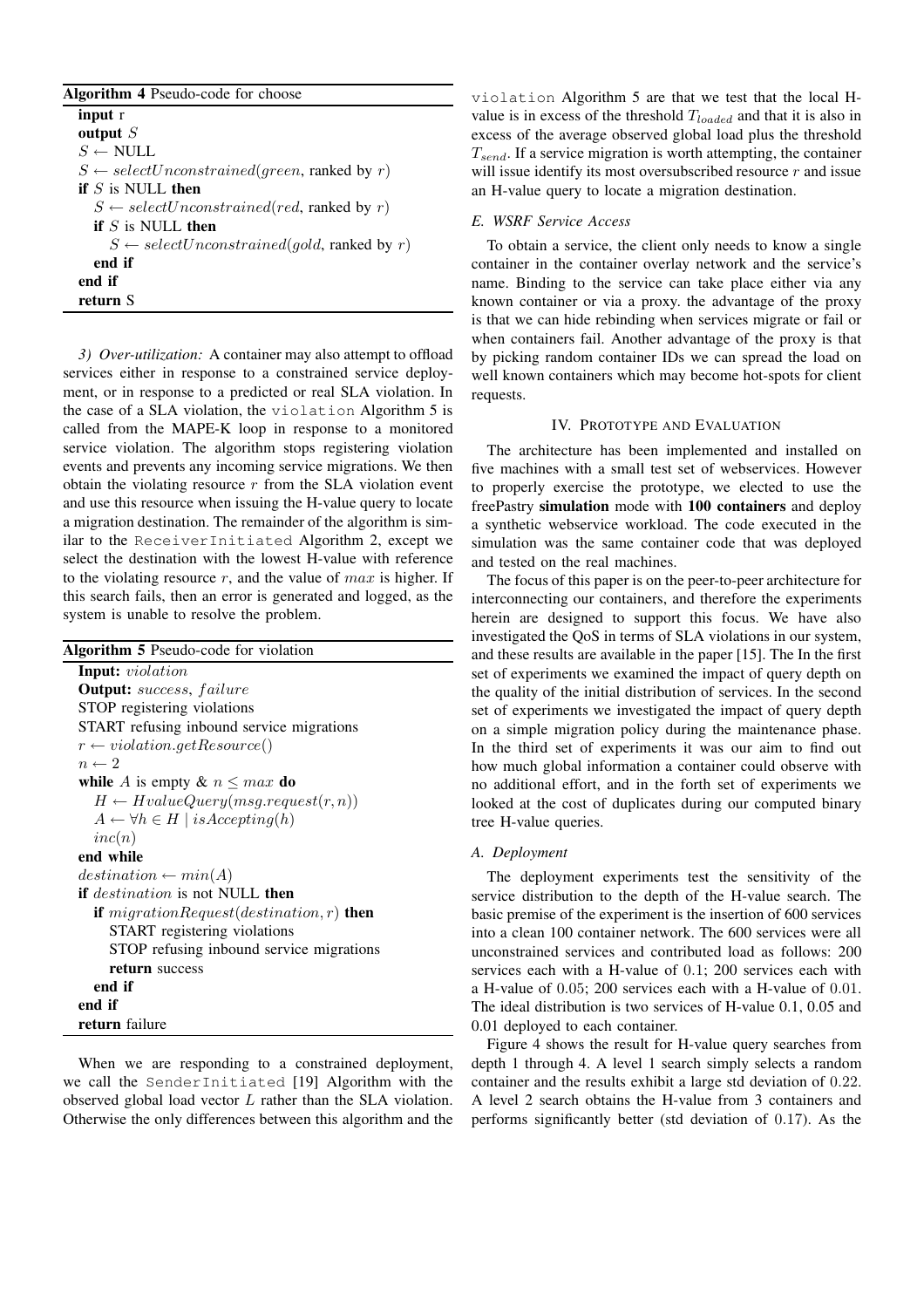**Algorithm 4** Pseudo-code for choose

```
input r
output S
S ← NULL
S ← selectUnconstrained(green, ranked by r)
if S is NULL then
    S ← selectUnconstrained(red, ranked by r)
    if S is NULL then
        S ← selectUnconstrained(gold, ranked by r)
    end if
end if
return S
```

*3) Over-utilization:* A container may also attempt to offload services either in response to a constrained service deployment, or in response to a predicted or real SLA violation. In the case of a SLA violation, the `violation` Algorithm 5 is called from the MAPE-K loop in response to a monitored service violation. The algorithm stops registering violation events and prevents any incoming service migrations. We then obtain the violating resource $r$ from the SLA violation event and use this resource when issuing the H-value query to locate a migration destination. The remainder of the algorithm is similar to the `ReceiverInitiated` Algorithm 2, except we select the destination with the lowest H-value with reference to the violating resource $r$, and the value of $max$ is higher. If this search fails, then an error is generated and logged, as the system is unable to resolve the problem.

**Algorithm 5** Pseudo-code for violation

```
Input: violation
Output: success, failure
STOP registering violations
START refusing inbound service migrations
r ← violation.getResource()
n ← 2
while A is empty & n ≤ max do
    H ← HvalueQuery(msg.request(r, n))
    A ← ∀h ∈ H | isAccepting(h)
    inc(n)
end while
destination ← min(A)
if destination is not NULL then
    if migrationRequest(destination, r) then
        START registering violations
        STOP refusing inbound service migrations
        return success
    end if
end if
return failure
```

When we are responding to a constrained deployment, we call the `SenderInitiated` [19] Algorithm with the observed global load vector $L$ rather than the SLA violation. Otherwise the only differences between this algorithm and the `violation` Algorithm 5 are that we test that the local H-value is in excess of the threshold $T_{loaded}$ and that it is also in excess of the average observed global load plus the threshold $T_{send}$. If a service migration is worth attempting, the container will issue identify its most oversubscribed resource $r$ and issue an H-value query to locate a migration destination.

### *E. WSRF Service Access*

To obtain a service, the client only needs to know a single container in the container overlay network and the service's name. Binding to the service can take place either via any known container or via a proxy. the advantage of the proxy is that we can hide rebinding when services migrate or fail or when containers fail. Another advantage of the proxy is that by picking random container IDs we can spread the load on well known containers which may become hot-spots for client requests.

## IV. Prototype and Evaluation

The architecture has been implemented and installed on five machines with a small test set of webservices. However to properly exercise the prototype, we elected to use the freePastry **simulation** mode with **100 containers** and deploy a synthetic webservice workload. The code executed in the simulation was the same container code that was deployed and tested on the real machines.

The focus of this paper is on the peer-to-peer architecture for interconnecting our containers, and therefore the experiments herein are designed to support this focus. We have also investigated the QoS in terms of SLA violations in our system, and these results are available in the paper [15]. The In the first set of experiments we examined the impact of query depth on the quality of the initial distribution of services. In the second set of experiments we investigated the impact of query depth on a simple migration policy during the maintenance phase. In the third set of experiments it was our aim to find out how much global information a container could observe with no additional effort, and in the forth set of experiments we looked at the cost of duplicates during our computed binary tree H-value queries.

### *A. Deployment*

The deployment experiments test the sensitivity of the service distribution to the depth of the H-value search. The basic premise of the experiment is the insertion of 600 services into a clean 100 container network. The 600 services were all unconstrained services and contributed load as follows: 200 services each with a H-value of $0.1$; 200 services each with a H-value of $0.05$; 200 services each with a H-value of $0.01$. The ideal distribution is two services of H-value 0.1, 0.05 and 0.01 deployed to each container.

Figure 4 shows the result for H-value query searches from depth 1 through 4. A level 1 search simply selects a random container and the results exhibit a large std deviation of $0.22$. A level 2 search obtains the H-value from 3 containers and performs significantly better (std deviation of $0.17$). As the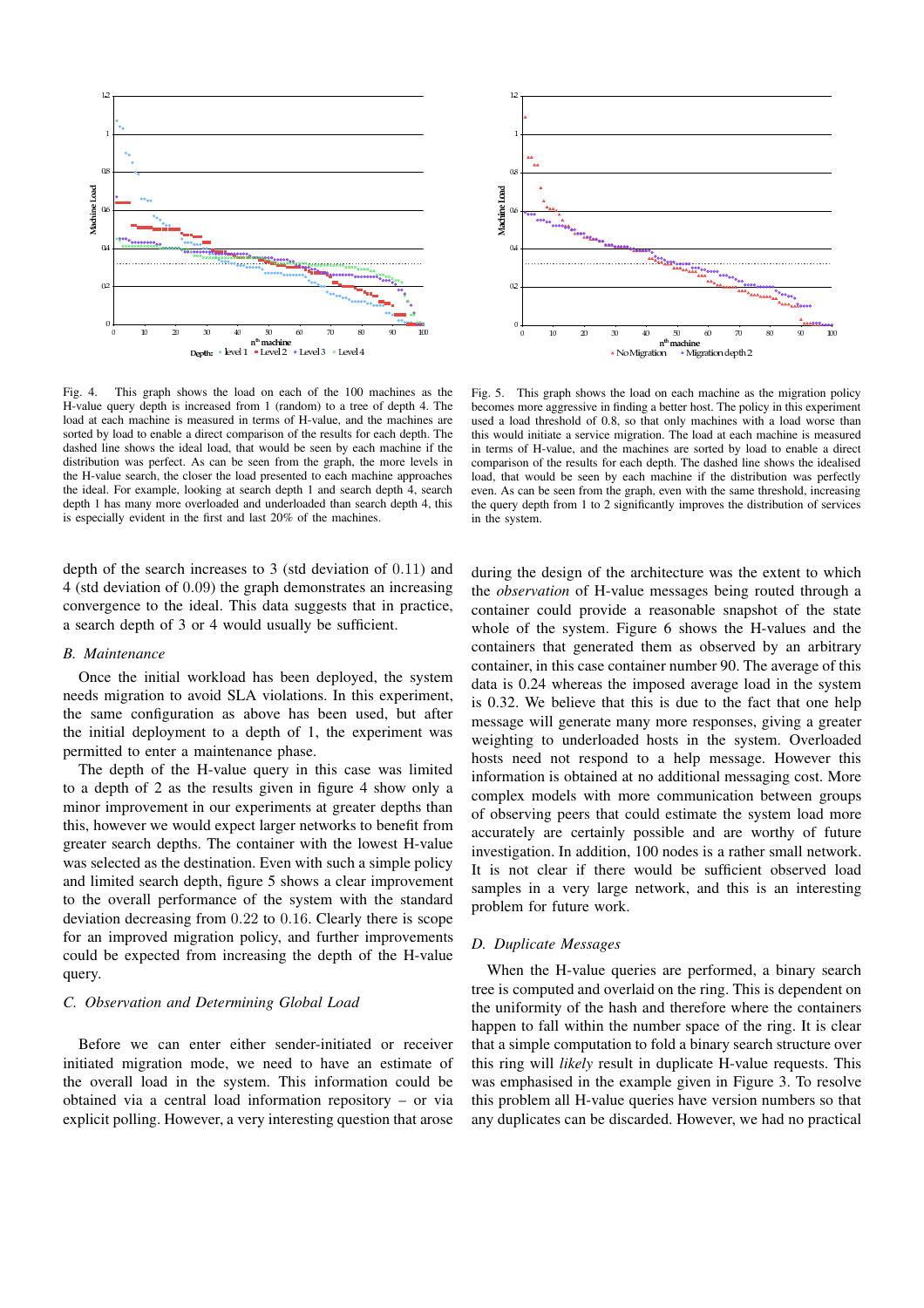1.2

1

0.8

0.6

0.4

0.2

0

0 10 20 30 40 50 60 70 80 90 100

Machine Load

n[th] machine

Depth: level 1 Level 2 Level 3 Level 4

Fig. 4. This graph shows the load on each of the 100 machines as the H-value query depth is increased from 1 (random) to a tree of depth 4. The load at each machine is measured in terms of H-value, and the machines are sorted by load to enable a direct comparison of the results for each depth. The dashed line shows the ideal load, that would be seen by each machine if the distribution was perfect. As can be seen from the graph, the more levels in the H-value search, the closer the load presented to each machine approaches the ideal. For example, looking at search depth 1 and search depth 4, search depth 1 has many more overloaded and underloaded than search depth 4, this is especially evident in the first and last 20% of the machines.

1.2

1

0.8

0.6

0.4

0.2

0

0 10 20 30 40 50 60 70 80 90 100

Machine Load

n[th] machine

No Migration Migration depth 2

Fig. 5. This graph shows the load on each machine as the migration policy becomes more aggressive in finding a better host. The policy in this experiment used a load threshold of 0.8, so that only machines with a load worse than this would initiate a service migration. The load at each machine is measured in terms of H-value, and the machines are sorted by load to enable a direct comparison of the results for each depth. The dashed line shows the idealised load, that would be seen by each machine if the distribution was perfectly even. As can be seen from the graph, even with the same threshold, increasing the query depth from 1 to 2 significantly improves the distribution of services in the system.

depth of the search increases to 3 (std deviation of 0.11) and 4 (std deviation of 0.09) the graph demonstrates an increasing convergence to the ideal. This data suggests that in practice, a search depth of 3 or 4 would usually be sufficient.

### B. Maintenance

Once the initial workload has been deployed, the system needs migration to avoid SLA violations. In this experiment, the same configuration as above has been used, but after the initial deployment to a depth of 1, the experiment was permitted to enter a maintenance phase.

The depth of the H-value query in this case was limited to a depth of 2 as the results given in figure 4 show only a minor improvement in our experiments at greater depths than this, however we would expect larger networks to benefit from greater search depths. The container with the lowest H-value was selected as the destination. Even with such a simple policy and limited search depth, figure 5 shows a clear improvement to the overall performance of the system with the standard deviation decreasing from 0.22 to 0.16. Clearly there is scope for an improved migration policy, and further improvements could be expected from increasing the depth of the H-value query.

### C. Observation and Determining Global Load

Before we can enter either sender-initiated or receiver initiated migration mode, we need to have an estimate of the overall load in the system. This information could be obtained via a central load information repository – or via explicit polling. However, a very interesting question that arose during the design of the architecture was the extent to which the *observation* of H-value messages being routed through a container could provide a reasonable snapshot of the state whole of the system. Figure 6 shows the H-values and the containers that generated them as observed by an arbitrary container, in this case container number 90. The average of this data is 0.24 whereas the imposed average load in the system is 0.32. We believe that this is due to the fact that one help message will generate many more responses, giving a greater weighting to underloaded hosts in the system. Overloaded hosts need not respond to a help message. However this information is obtained at no additional messaging cost. More complex models with more communication between groups of observing peers that could estimate the system load more accurately are certainly possible and are worthy of future investigation. In addition, 100 nodes is a rather small network. It is not clear if there would be sufficient observed load samples in a very large network, and this is an interesting problem for future work.

### D. Duplicate Messages

When the H-value queries are performed, a binary search tree is computed and overlaid on the ring. This is dependent on the uniformity of the hash and therefore where the containers happen to fall within the number space of the ring. It is clear that a simple computation to fold a binary search structure over this ring will *likely* result in duplicate H-value requests. This was emphasised in the example given in Figure 3. To resolve this problem all H-value queries have version numbers so that any duplicates can be discarded. However, we had no practical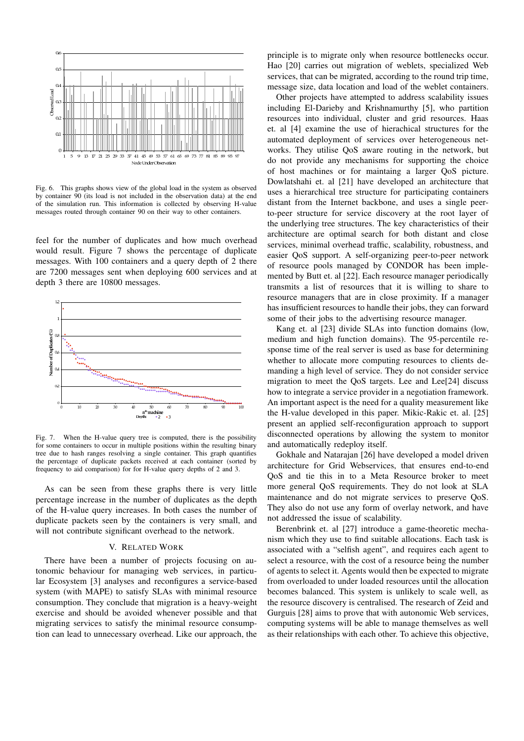0.6
0.5
0.4
0.3
0.2
0.1
0

Observed Load

1 5 9 13 17 21 25 29 33 37 41 45 49 53 57 61 65 69 73 77 81 85 89 93 97

Node Under Observation

Fig. 6. This graphs shows view of the global load in the system as observed by container 90 (its load is not included in the observation data) at the end of the simulation run. This information is collected by observing H-value messages routed through container 90 on their way to other containers.

feel for the number of duplicates and how much overhead would result. Figure 7 shows the percentage of duplicate messages. With 100 containers and a query depth of 2 there are 7200 messages sent when deploying 600 services and at depth 3 there are 10800 messages.

1.2
1
0.8
0.6
0.4
0.2
0

Number of Duplicates (%)

0 10 20 30 40 50 60 70 80 90 100

n$^{th}$ machine

Depth: 2 3

Fig. 7. When the H-value query tree is computed, there is the possibility for some containers to occur in multiple positions within the resulting binary tree due to hash ranges resolving a single container. This graph quantifies the percentage of duplicate packets received at each container (sorted by frequency to aid comparison) for for H-value query depths of 2 and 3.

As can be seen from these graphs there is very little percentage increase in the number of duplicates as the depth of the H-value query increases. In both cases the number of duplicate packets seen by the containers is very small, and will not contribute significant overhead to the network.

## V. Related Work

There have been a number of projects focusing on autonomic behaviour for managing web services, in particular Ecosystem [3] analyses and reconfigures a service-based system (with MAPE) to satisfy SLAs with minimal resource consumption. They conclude that migration is a heavy-weight exercise and should be avoided whenever possible and that migrating services to satisfy the minimal resource consumption can lead to unnecessary overhead. Like our approach, the principle is to migrate only when resource bottlenecks occur. Hao [20] carries out migration of weblets, specialized Web services, that can be migrated, according to the round trip time, message size, data location and load of the weblet containers.

Other projects have attempted to address scalability issues including El-Darieby and Krishnamurthy [5], who partition resources into individual, cluster and grid resources. Haas et. al [4] examine the use of hierachical structures for the automated deployment of services over heterogeneous networks. They utilise QoS aware routing in the network, but do not provide any mechanisms for supporting the choice of host machines or for maintaing a larger QoS picture. Dowlatshahi et. al [21] have developed an architecture that uses a hierarchical tree structure for participating containers distant from the Internet backbone, and uses a single peer-to-peer structure for service discovery at the root layer of the underlying tree structures. The key characteristics of their architecture are optimal search for both distant and close services, minimal overhead traffic, scalability, robustness, and easier QoS support. A self-organizing peer-to-peer network of resource pools managed by CONDOR has been implemented by Butt et. al [22]. Each resource manager periodically transmits a list of resources that it is willing to share to resource managers that are in close proximity. If a manager has insufficient resources to handle their jobs, they can forward some of their jobs to the advertising resource manager.

Kang et. al [23] divide SLAs into function domains (low, medium and high function domains). The 95-percentile response time of the real server is used as base for determining whether to allocate more computing resources to clients demanding a high level of service. They do not consider service migration to meet the QoS targets. Lee and Lee[24] discuss how to integrate a service provider in a negotiation framework. An important aspect is the need for a quality measurement like the H-value developed in this paper. Mikic-Rakic et. al. [25] present an applied self-reconfiguration approach to support disconnected operations by allowing the system to monitor and automatically redeploy itself.

Gokhale and Natarajan [26] have developed a model driven architecture for Grid Webservices, that ensures end-to-end QoS and tie this in to a Meta Resource broker to meet more general QoS requirements. They do not look at SLA maintenance and do not migrate services to preserve QoS. They also do not use any form of overlay network, and have not addressed the issue of scalability.

Berenbrink et. al [27] introduce a game-theoretic mechanism which they use to find suitable allocations. Each task is associated with a "selfish agent", and requires each agent to select a resource, with the cost of a resource being the number of agents to select it. Agents would then be expected to migrate from overloaded to under loaded resources until the allocation becomes balanced. This system is unlikely to scale well, as the resource discovery is centralised. The research of Zeid and Gurguis [28] aims to prove that with autonomic Web services, computing systems will be able to manage themselves as well as their relationships with each other. To achieve this objective,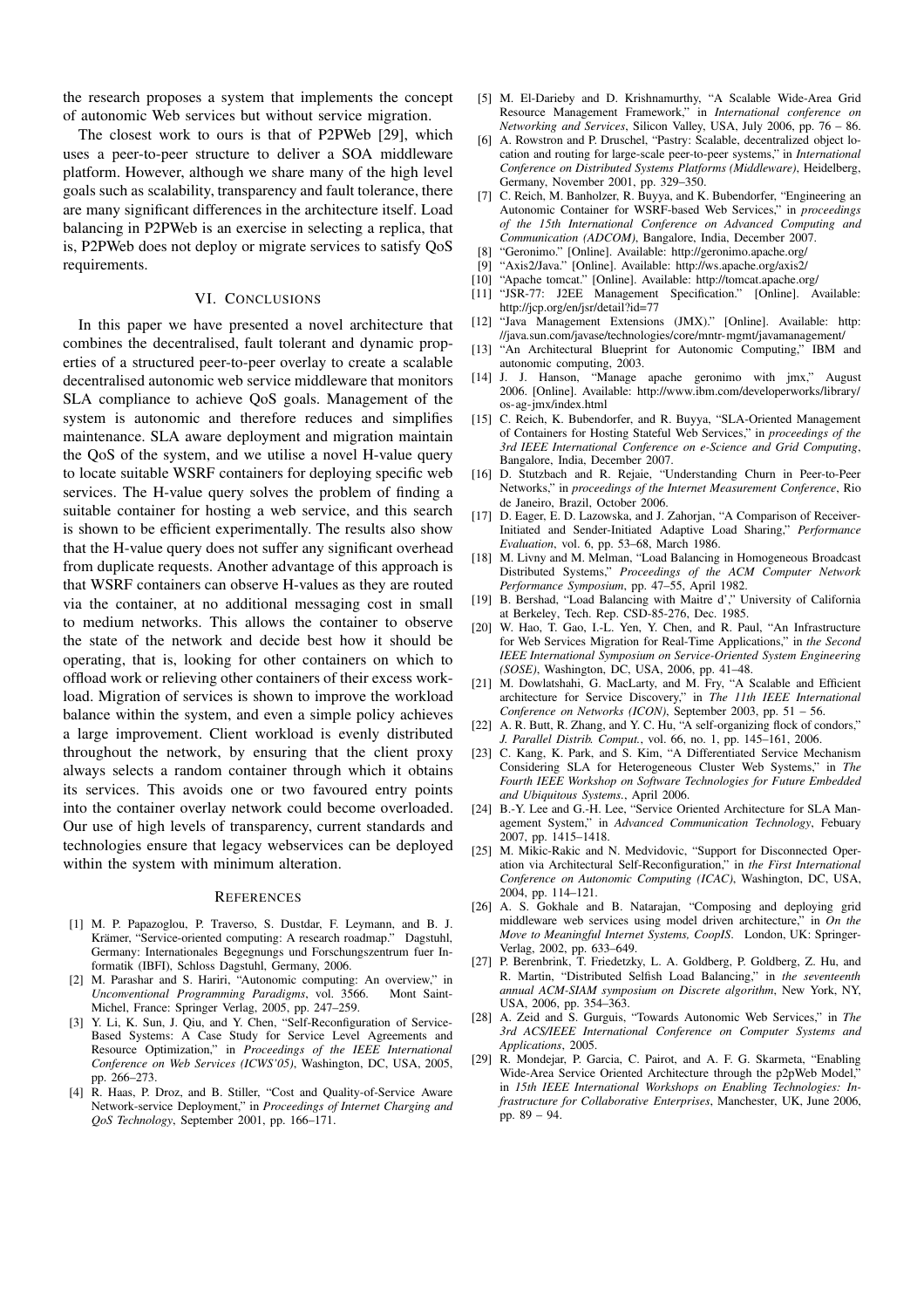the research proposes a system that implements the concept of autonomic Web services but without service migration.

The closest work to ours is that of P2PWeb [29], which uses a peer-to-peer structure to deliver a SOA middleware platform. However, although we share many of the high level goals such as scalability, transparency and fault tolerance, there are many significant differences in the architecture itself. Load balancing in P2PWeb is an exercise in selecting a replica, that is, P2PWeb does not deploy or migrate services to satisfy QoS requirements.

## VI. Conclusions

In this paper we have presented a novel architecture that combines the decentralised, fault tolerant and dynamic properties of a structured peer-to-peer overlay to create a scalable decentralised autonomic web service middleware that monitors SLA compliance to achieve QoS goals. Management of the system is autonomic and therefore reduces and simplifies maintenance. SLA aware deployment and migration maintain the QoS of the system, and we utilise a novel H-value query to locate suitable WSRF containers for deploying specific web services. The H-value query solves the problem of finding a suitable container for hosting a web service, and this search is shown to be efficient experimentally. The results also show that the H-value query does not suffer any significant overhead from duplicate requests. Another advantage of this approach is that WSRF containers can observe H-values as they are routed via the container, at no additional messaging cost in small to medium networks. This allows the container to observe the state of the network and decide best how it should be operating, that is, looking for other containers on which to offload work or relieving other containers of their excess workload. Migration of services is shown to improve the workload balance within the system, and even a simple policy achieves a large improvement. Client workload is evenly distributed throughout the network, by ensuring that the client proxy always selects a random container through which it obtains its services. This avoids one or two favoured entry points into the container overlay network could become overloaded. Our use of high levels of transparency, current standards and technologies ensure that legacy webservices can be deployed within the system with minimum alteration.

## References

[1] M. P. Papazoglou, P. Traverso, S. Dustdar, F. Leymann, and B. J. Krämer, "Service-oriented computing: A research roadmap." Dagstuhl, Germany: Internationales Begegnungs und Forschungszentrum fuer Informatik (IBFI), Schloss Dagstuhl, Germany, 2006.

[2] M. Parashar and S. Hariri, "Autonomic computing: An overview," in *Unconventional Programming Paradigms*, vol. 3566. Mont Saint-Michel, France: Springer Verlag, 2005, pp. 247–259.

[3] Y. Li, K. Sun, J. Qiu, and Y. Chen, "Self-Reconfiguration of Service-Based Systems: A Case Study for Service Level Agreements and Resource Optimization," in *Proceedings of the IEEE International Conference on Web Services (ICWS'05)*, Washington, DC, USA, 2005, pp. 266–273.

[4] R. Haas, P. Droz, and B. Stiller, "Cost and Quality-of-Service Aware Network-service Deployment," in *Proceedings of Internet Charging and QoS Technology*, September 2001, pp. 166–171.

[5] M. El-Darieby and D. Krishnamurthy, "A Scalable Wide-Area Grid Resource Management Framework," in *International conference on Networking and Services*, Silicon Valley, USA, July 2006, pp. 76 – 86.

[6] A. Rowstron and P. Druschel, "Pastry: Scalable, decentralized object location and routing for large-scale peer-to-peer systems," in *International Conference on Distributed Systems Platforms (Middleware)*, Heidelberg, Germany, November 2001, pp. 329–350.

[7] C. Reich, M. Banholzer, R. Buyya, and K. Bubendorfer, "Engineering an Autonomic Container for WSRF-based Web Services," in *proceedings of the 15th International Conference on Advanced Computing and Communication (ADCOM)*, Bangalore, India, December 2007.

[8] "Geronimo." [Online]. Available: http://geronimo.apache.org/

[9] "Axis2/Java." [Online]. Available: http://ws.apache.org/axis2/

[10] "Apache tomcat." [Online]. Available: http://tomcat.apache.org/

[11] "JSR-77: J2EE Management Specification." [Online]. Available: http://jcp.org/en/jsr/detail?id=77

[12] "Java Management Extensions (JMX)." [Online]. Available: http://java.sun.com/javase/technologies/core/mntr-mgmt/javamanagement/

[13] "An Architectural Blueprint for Autonomic Computing," IBM and autonomic computing, 2003.

[14] J. J. Hanson, "Manage apache geronimo with jmx," August 2006. [Online]. Available: http://www.ibm.com/developerworks/library/os-ag-jmx/index.html

[15] C. Reich, K. Bubendorfer, and R. Buyya, "SLA-Oriented Management of Containers for Hosting Stateful Web Services," in *proceedings of the 3rd IEEE International Conference on e-Science and Grid Computing*, Bangalore, India, December 2007.

[16] D. Stutzbach and R. Rejaie, "Understanding Churn in Peer-to-Peer Networks," in *proceedings of the Internet Measurement Conference*, Rio de Janeiro, Brazil, October 2006.

[17] D. Eager, E. D. Lazowska, and J. Zahorjan, "A Comparison of Receiver-Initiated and Sender-Initiated Adaptive Load Sharing," *Performance Evaluation*, vol. 6, pp. 53–68, March 1986.

[18] M. Livny and M. Melman, "Load Balancing in Homogeneous Broadcast Distributed Systems," *Proceedings of the ACM Computer Network Performance Symposium*, pp. 47–55, April 1982.

[19] B. Bershad, "Load Balancing with Maitre d'," University of California at Berkeley, Tech. Rep. CSD-85-276, Dec. 1985.

[20] W. Hao, T. Gao, I.-L. Yen, Y. Chen, and R. Paul, "An Infrastructure for Web Services Migration for Real-Time Applications," in *the Second IEEE International Symposium on Service-Oriented System Engineering (SOSE)*, Washington, DC, USA, 2006, pp. 41–48.

[21] M. Dowlatshahi, G. MacLarty, and M. Fry, "A Scalable and Efficient architecture for Service Discovery," in *The 11th IEEE International Conference on Networks (ICON)*, September 2003, pp. 51 – 56.

[22] A. R. Butt, R. Zhang, and Y. C. Hu, "A self-organizing flock of condors," *J. Parallel Distrib. Comput.*, vol. 66, no. 1, pp. 145–161, 2006.

[23] C. Kang, K. Park, and S. Kim, "A Differentiated Service Mechanism Considering SLA for Heterogeneous Cluster Web Systems," in *The Fourth IEEE Workshop on Software Technologies for Future Embedded and Ubiquitous Systems.*, April 2006.

[24] B.-Y. Lee and G.-H. Lee, "Service Oriented Architecture for SLA Management System," in *Advanced Communication Technology*, Febuary 2007, pp. 1415–1418.

[25] M. Mikic-Rakic and N. Medvidovic, "Support for Disconnected Operation via Architectural Self-Reconfiguration," in *the First International Conference on Autonomic Computing (ICAC)*, Washington, DC, USA, 2004, pp. 114–121.

[26] A. S. Gokhale and B. Natarajan, "Composing and deploying grid middleware web services using model driven architecture," in *On the Move to Meaningful Internet Systems, CoopIS*. London, UK: Springer-Verlag, 2002, pp. 633–649.

[27] P. Berenbrink, T. Friedetzky, L. A. Goldberg, P. Goldberg, Z. Hu, and R. Martin, "Distributed Selfish Load Balancing," in *the seventeenth annual ACM-SIAM symposium on Discrete algorithm*, New York, NY, USA, 2006, pp. 354–363.

[28] A. Zeid and S. Gurguis, "Towards Autonomic Web Services," in *The 3rd ACS/IEEE International Conference on Computer Systems and Applications*, 2005.

[29] R. Mondejar, P. Garcia, C. Pairot, and A. F. G. Skarmeta, "Enabling Wide-Area Service Oriented Architecture through the p2pWeb Model," in *15th IEEE International Workshops on Enabling Technologies: Infrastructure for Collaborative Enterprises*, Manchester, UK, June 2006, pp. 89 – 94.